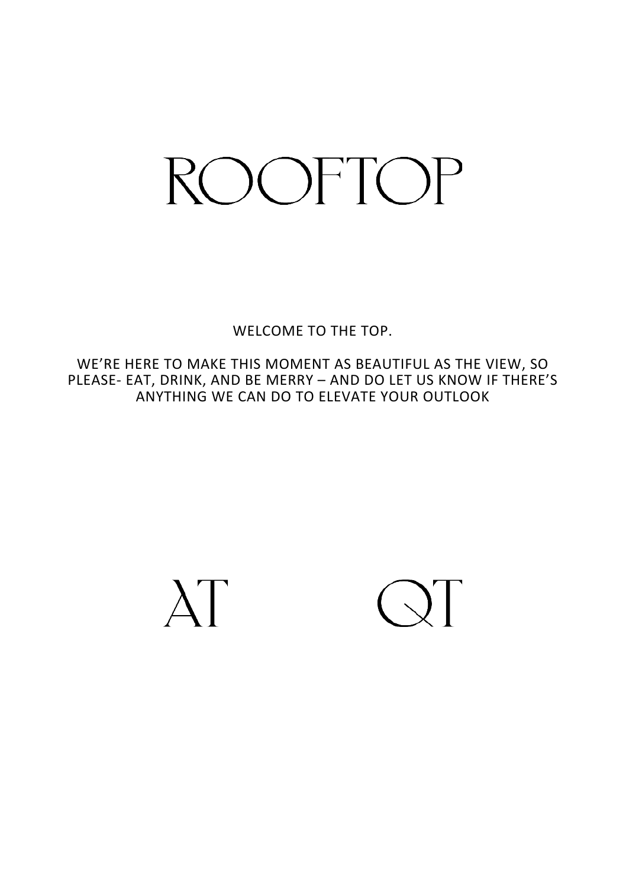# ROOFTOP

WELCOME TO THE TOP.

WE'RE HERE TO MAKE THIS MOMENT AS BEAUTIFUL AS THE VIEW, SO PLEASE- EAT, DRINK, AND BE MERRY – AND DO LET US KNOW IF THERE'S ANYTHING WE CAN DO TO ELEVATE YOUR OUTLOOK

AT QT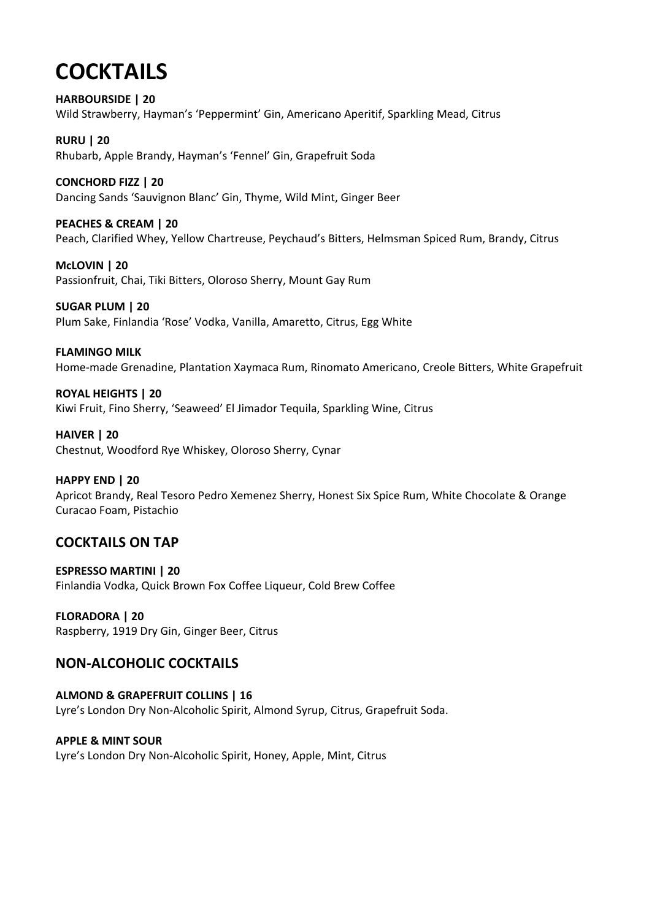# COCKTAILS

**HARBOURSIDE | 20**
Wild Strawberry, Hayman's 'Peppermint' Gin, Americano Aperitif, Sparkling Mead, Citrus

**RURU | 20**
Rhubarb, Apple Brandy, Hayman's 'Fennel' Gin, Grapefruit Soda

**CONCHORD FIZZ | 20**
Dancing Sands 'Sauvignon Blanc' Gin, Thyme, Wild Mint, Ginger Beer

**PEACHES & CREAM | 20**
Peach, Clarified Whey, Yellow Chartreuse, Peychaud's Bitters, Helmsman Spiced Rum, Brandy, Citrus

**McLOVIN | 20**
Passionfruit, Chai, Tiki Bitters, Oloroso Sherry, Mount Gay Rum

**SUGAR PLUM | 20**
Plum Sake, Finlandia 'Rose' Vodka, Vanilla, Amaretto, Citrus, Egg White

**FLAMINGO MILK**
Home-made Grenadine, Plantation Xaymaca Rum, Rinomato Americano, Creole Bitters, White Grapefruit

**ROYAL HEIGHTS | 20**
Kiwi Fruit, Fino Sherry, 'Seaweed' El Jimador Tequila, Sparkling Wine, Citrus

**HAIVER | 20**
Chestnut, Woodford Rye Whiskey, Oloroso Sherry, Cynar

**HAPPY END | 20**
Apricot Brandy, Real Tesoro Pedro Xemenez Sherry, Honest Six Spice Rum, White Chocolate & Orange Curacao Foam, Pistachio

## COCKTAILS ON TAP

**ESPRESSO MARTINI | 20**
Finlandia Vodka, Quick Brown Fox Coffee Liqueur, Cold Brew Coffee

**FLORADORA | 20**
Raspberry, 1919 Dry Gin, Ginger Beer, Citrus

## NON-ALCOHOLIC COCKTAILS

**ALMOND & GRAPEFRUIT COLLINS | 16**
Lyre's London Dry Non-Alcoholic Spirit, Almond Syrup, Citrus, Grapefruit Soda.

**APPLE & MINT SOUR**
Lyre's London Dry Non-Alcoholic Spirit, Honey, Apple, Mint, Citrus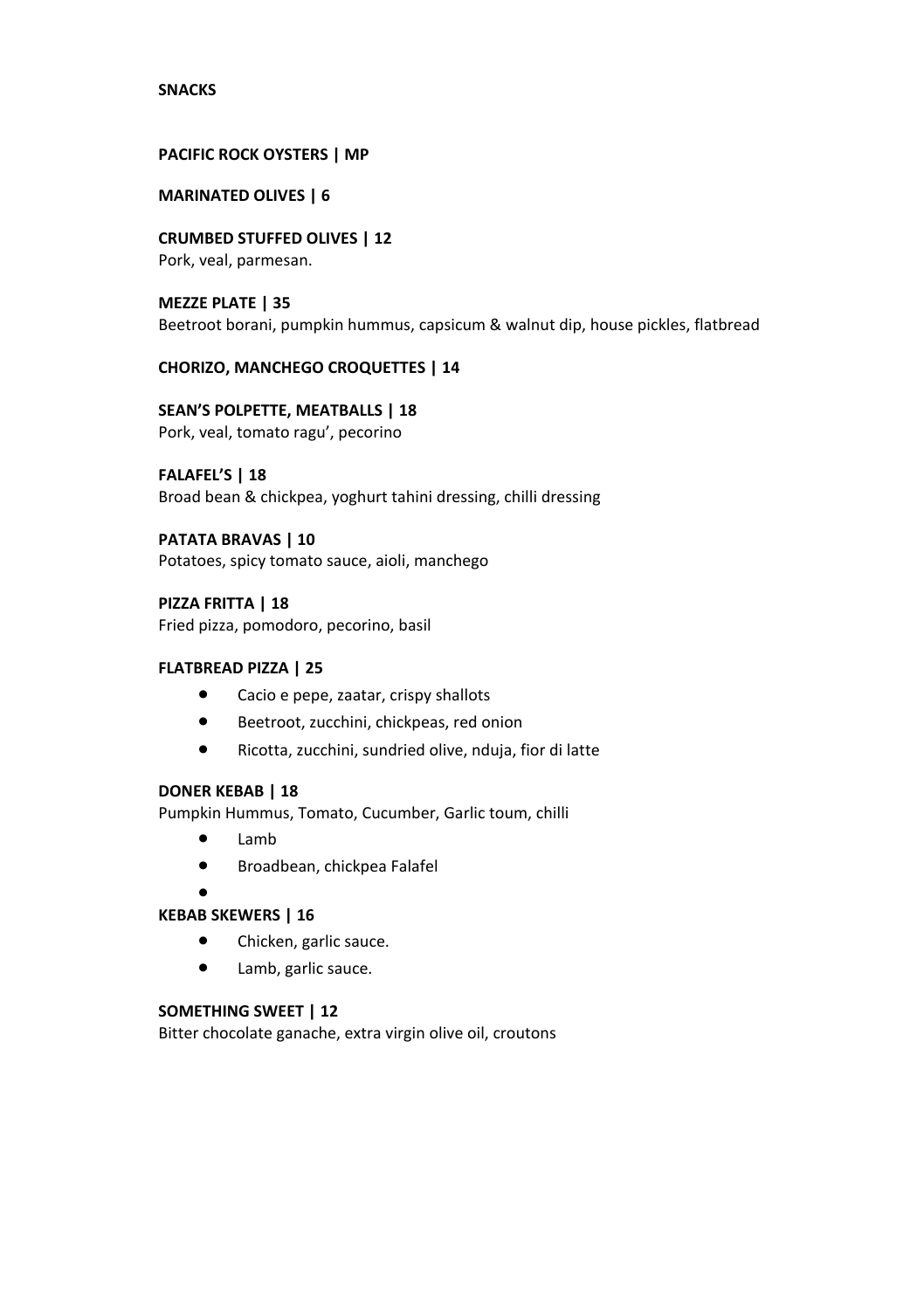## SNACKS

**PACIFIC ROCK OYSTERS | MP**

**MARINATED OLIVES | 6**

**CRUMBED STUFFED OLIVES | 12**
Pork, veal, parmesan.

**MEZZE PLATE | 35**
Beetroot borani, pumpkin hummus, capsicum & walnut dip, house pickles, flatbread

**CHORIZO, MANCHEGO CROQUETTES | 14**

**SEAN'S POLPETTE, MEATBALLS | 18**
Pork, veal, tomato ragu', pecorino

**FALAFEL'S | 18**
Broad bean & chickpea, yoghurt tahini dressing, chilli dressing

**PATATA BRAVAS | 10**
Potatoes, spicy tomato sauce, aioli, manchego

**PIZZA FRITTA | 18**
Fried pizza, pomodoro, pecorino, basil

**FLATBREAD PIZZA | 25**

- Cacio e pepe, zaatar, crispy shallots
- Beetroot, zucchini, chickpeas, red onion
- Ricotta, zucchini, sundried olive, nduja, fior di latte

**DONER KEBAB | 18**
Pumpkin Hummus, Tomato, Cucumber, Garlic toum, chilli

- Lamb
- Broadbean, chickpea Falafel

**KEBAB SKEWERS | 16**

- Chicken, garlic sauce.
- Lamb, garlic sauce.

**SOMETHING SWEET | 12**
Bitter chocolate ganache, extra virgin olive oil, croutons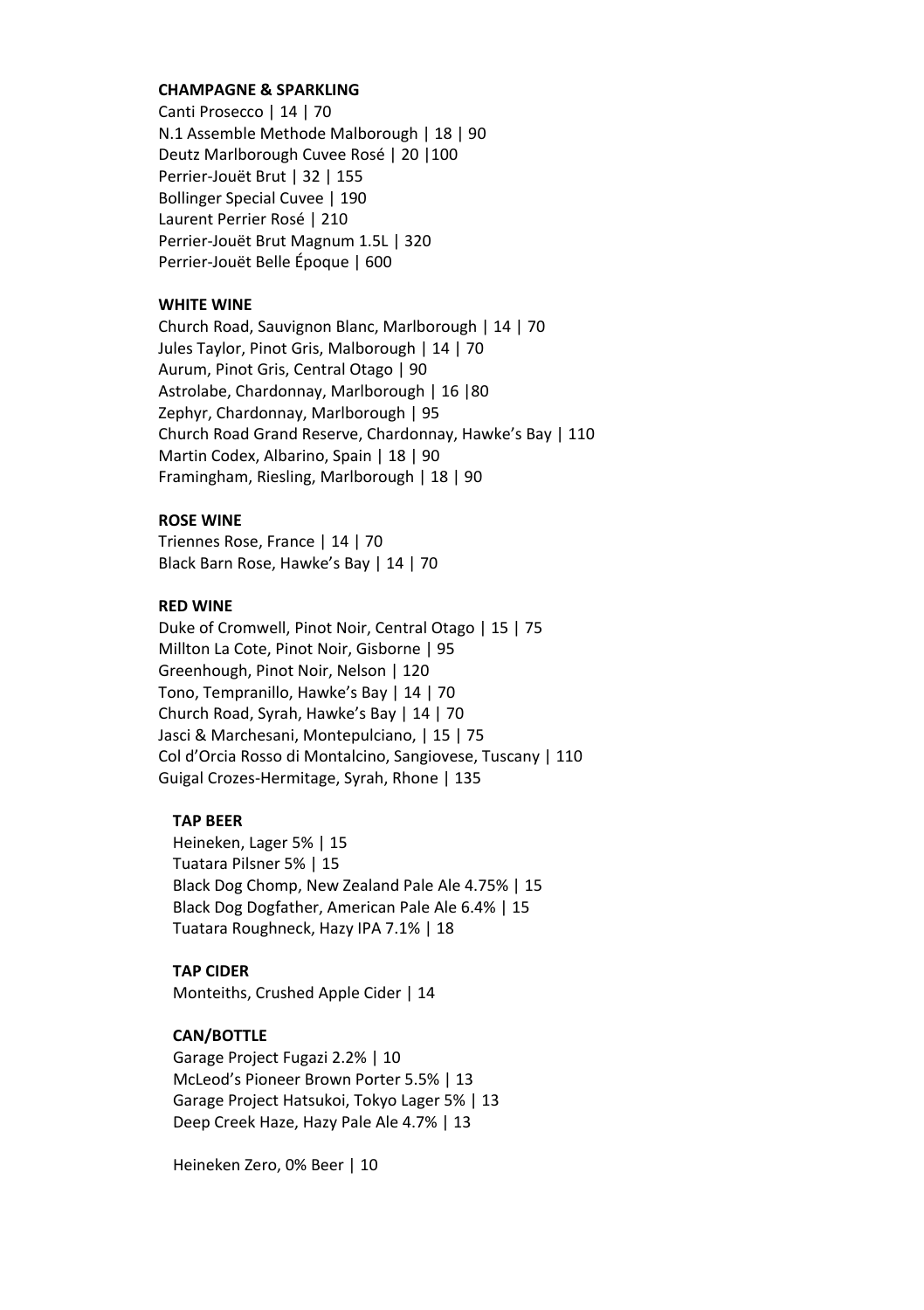### CHAMPAGNE & SPARKLING

Canti Prosecco | 14 | 70
N.1 Assemble Methode Malborough | 18 | 90
Deutz Marlborough Cuvee Rosé | 20 |100
Perrier-Jouët Brut | 32 | 155
Bollinger Special Cuvee | 190
Laurent Perrier Rosé | 210
Perrier-Jouët Brut Magnum 1.5L | 320
Perrier-Jouët Belle Époque | 600

### WHITE WINE

Church Road, Sauvignon Blanc, Marlborough | 14 | 70
Jules Taylor, Pinot Gris, Malborough | 14 | 70
Aurum, Pinot Gris, Central Otago | 90
Astrolabe, Chardonnay, Marlborough | 16 |80
Zephyr, Chardonnay, Marlborough | 95
Church Road Grand Reserve, Chardonnay, Hawke's Bay | 110
Martin Codex, Albarino, Spain | 18 | 90
Framingham, Riesling, Marlborough | 18 | 90

### ROSE WINE

Triennes Rose, France | 14 | 70
Black Barn Rose, Hawke's Bay | 14 | 70

### RED WINE

Duke of Cromwell, Pinot Noir, Central Otago | 15 | 75
Millton La Cote, Pinot Noir, Gisborne | 95
Greenhough, Pinot Noir, Nelson | 120
Tono, Tempranillo, Hawke's Bay | 14 | 70
Church Road, Syrah, Hawke's Bay | 14 | 70
Jasci & Marchesani, Montepulciano, | 15 | 75
Col d'Orcia Rosso di Montalcino, Sangiovese, Tuscany | 110
Guigal Crozes-Hermitage, Syrah, Rhone | 135

### TAP BEER

Heineken, Lager 5% | 15
Tuatara Pilsner 5% | 15
Black Dog Chomp, New Zealand Pale Ale 4.75% | 15
Black Dog Dogfather, American Pale Ale 6.4% | 15
Tuatara Roughneck, Hazy IPA 7.1% | 18

### TAP CIDER

Monteiths, Crushed Apple Cider | 14

### CAN/BOTTLE

Garage Project Fugazi 2.2% | 10
McLeod's Pioneer Brown Porter 5.5% | 13
Garage Project Hatsukoi, Tokyo Lager 5% | 13
Deep Creek Haze, Hazy Pale Ale 4.7% | 13

Heineken Zero, 0% Beer | 10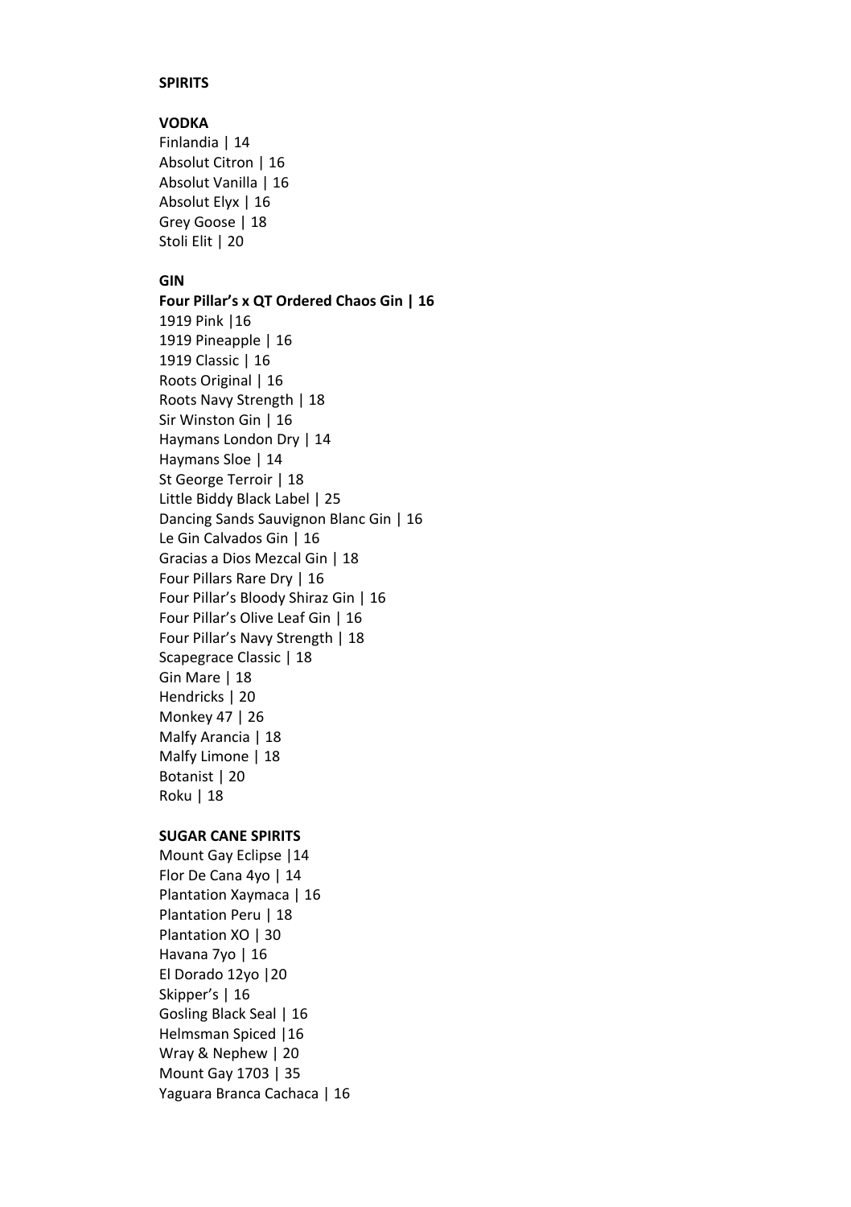**SPIRITS**

**VODKA**

Finlandia | 14
Absolut Citron | 16
Absolut Vanilla | 16
Absolut Elyx | 16
Grey Goose | 18
Stoli Elit | 20

**GIN**

**Four Pillar's x QT Ordered Chaos Gin | 16**
1919 Pink |16
1919 Pineapple | 16
1919 Classic | 16
Roots Original | 16
Roots Navy Strength | 18
Sir Winston Gin | 16
Haymans London Dry | 14
Haymans Sloe | 14
St George Terroir | 18
Little Biddy Black Label | 25
Dancing Sands Sauvignon Blanc Gin | 16
Le Gin Calvados Gin | 16
Gracias a Dios Mezcal Gin | 18
Four Pillars Rare Dry | 16
Four Pillar's Bloody Shiraz Gin | 16
Four Pillar's Olive Leaf Gin | 16
Four Pillar's Navy Strength | 18
Scapegrace Classic | 18
Gin Mare | 18
Hendricks | 20
Monkey 47 | 26
Malfy Arancia | 18
Malfy Limone | 18
Botanist | 20
Roku | 18

**SUGAR CANE SPIRITS**

Mount Gay Eclipse |14
Flor De Cana 4yo | 14
Plantation Xaymaca | 16
Plantation Peru | 18
Plantation XO | 30
Havana 7yo | 16
El Dorado 12yo |20
Skipper's | 16
Gosling Black Seal | 16
Helmsman Spiced |16
Wray & Nephew | 20
Mount Gay 1703 | 35
Yaguara Branca Cachaca | 16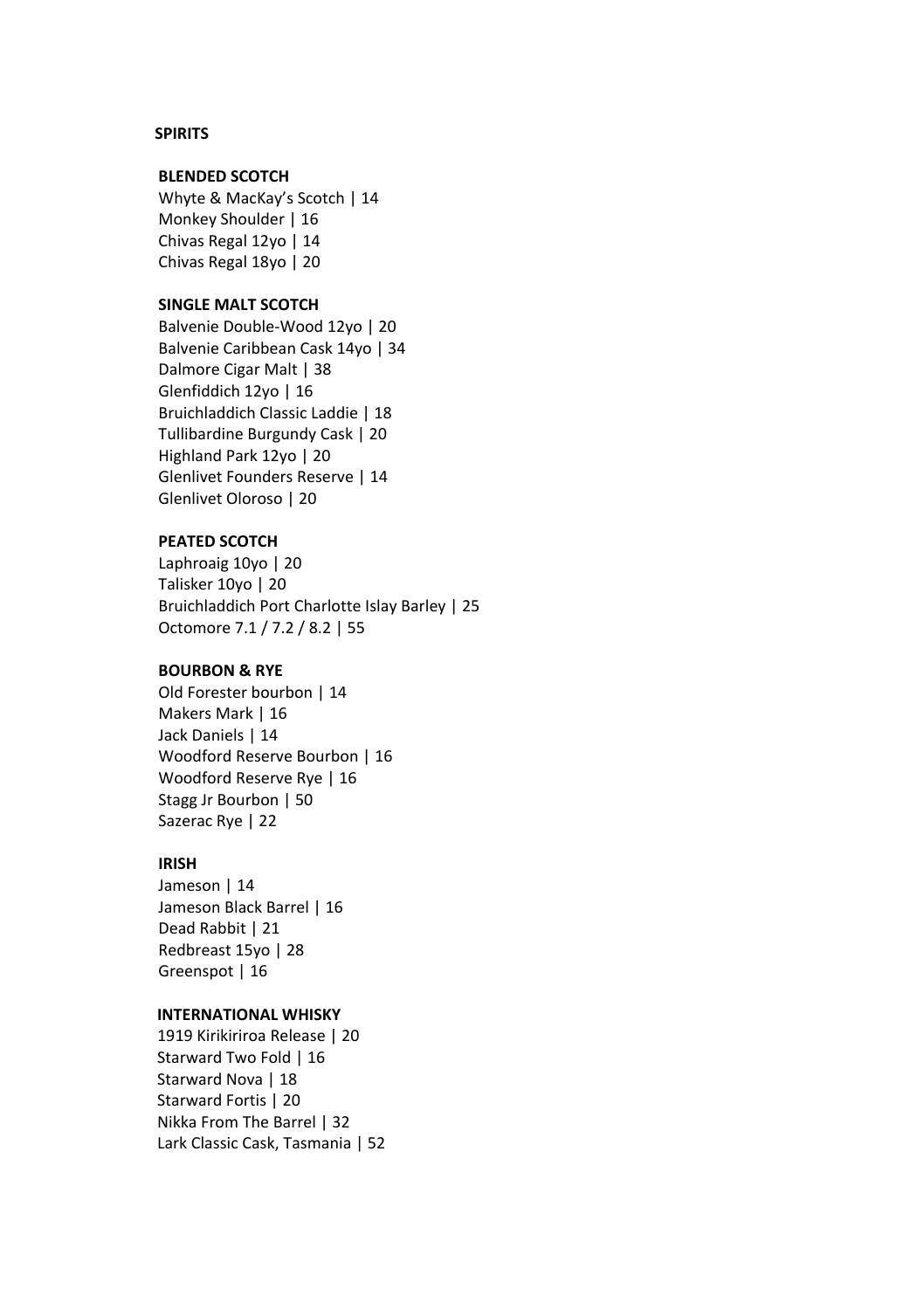# SPIRITS

## BLENDED SCOTCH

Whyte & MacKay's Scotch | 14
Monkey Shoulder | 16
Chivas Regal 12yo | 14
Chivas Regal 18yo | 20

## SINGLE MALT SCOTCH

Balvenie Double-Wood 12yo | 20
Balvenie Caribbean Cask 14yo | 34
Dalmore Cigar Malt | 38
Glenfiddich 12yo | 16
Bruichladdich Classic Laddie | 18
Tullibardine Burgundy Cask | 20
Highland Park 12yo | 20
Glenlivet Founders Reserve | 14
Glenlivet Oloroso | 20

## PEATED SCOTCH

Laphroaig 10yo | 20
Talisker 10yo | 20
Bruichladdich Port Charlotte Islay Barley | 25
Octomore 7.1 / 7.2 / 8.2 | 55

## BOURBON & RYE

Old Forester bourbon | 14
Makers Mark | 16
Jack Daniels | 14
Woodford Reserve Bourbon | 16
Woodford Reserve Rye | 16
Stagg Jr Bourbon | 50
Sazerac Rye | 22

## IRISH

Jameson | 14
Jameson Black Barrel | 16
Dead Rabbit | 21
Redbreast 15yo | 28
Greenspot | 16

## INTERNATIONAL WHISKY

1919 Kirikiriroa Release | 20
Starward Two Fold | 16
Starward Nova | 18
Starward Fortis | 20
Nikka From The Barrel | 32
Lark Classic Cask, Tasmania | 52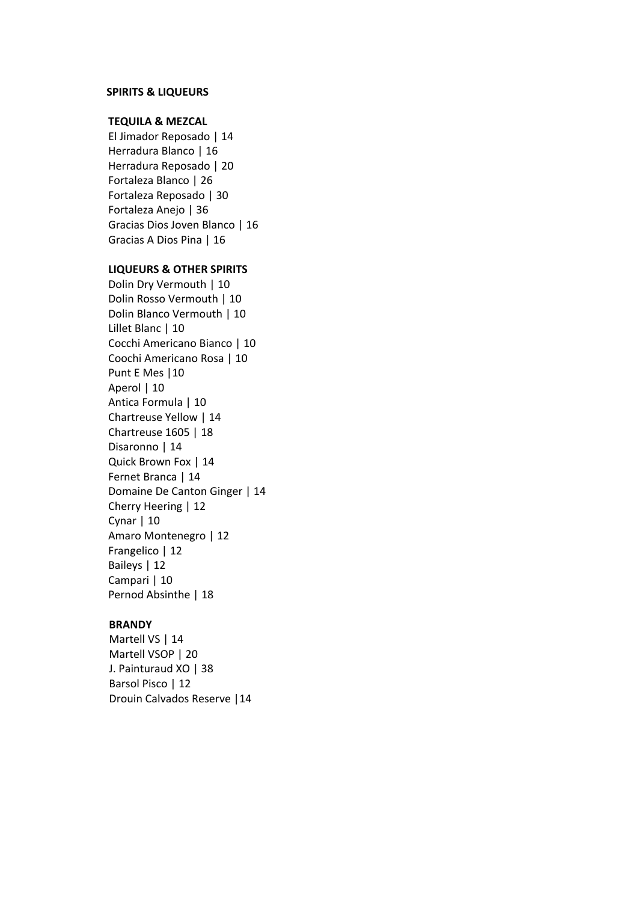## SPIRITS & LIQUEURS

### TEQUILA & MEZCAL

El Jimador Reposado | 14
Herradura Blanco | 16
Herradura Reposado | 20
Fortaleza Blanco | 26
Fortaleza Reposado | 30
Fortaleza Anejo | 36
Gracias Dios Joven Blanco | 16
Gracias A Dios Pina | 16

### LIQUEURS & OTHER SPIRITS

Dolin Dry Vermouth | 10
Dolin Rosso Vermouth | 10
Dolin Blanco Vermouth | 10
Lillet Blanc | 10
Cocchi Americano Bianco | 10
Coochi Americano Rosa | 10
Punt E Mes |10
Aperol | 10
Antica Formula | 10
Chartreuse Yellow | 14
Chartreuse 1605 | 18
Disaronno | 14
Quick Brown Fox | 14
Fernet Branca | 14
Domaine De Canton Ginger | 14
Cherry Heering | 12
Cynar | 10
Amaro Montenegro | 12
Frangelico | 12
Baileys | 12
Campari | 10
Pernod Absinthe | 18

### BRANDY

Martell VS | 14
Martell VSOP | 20
J. Painturaud XO | 38
Barsol Pisco | 12
Drouin Calvados Reserve |14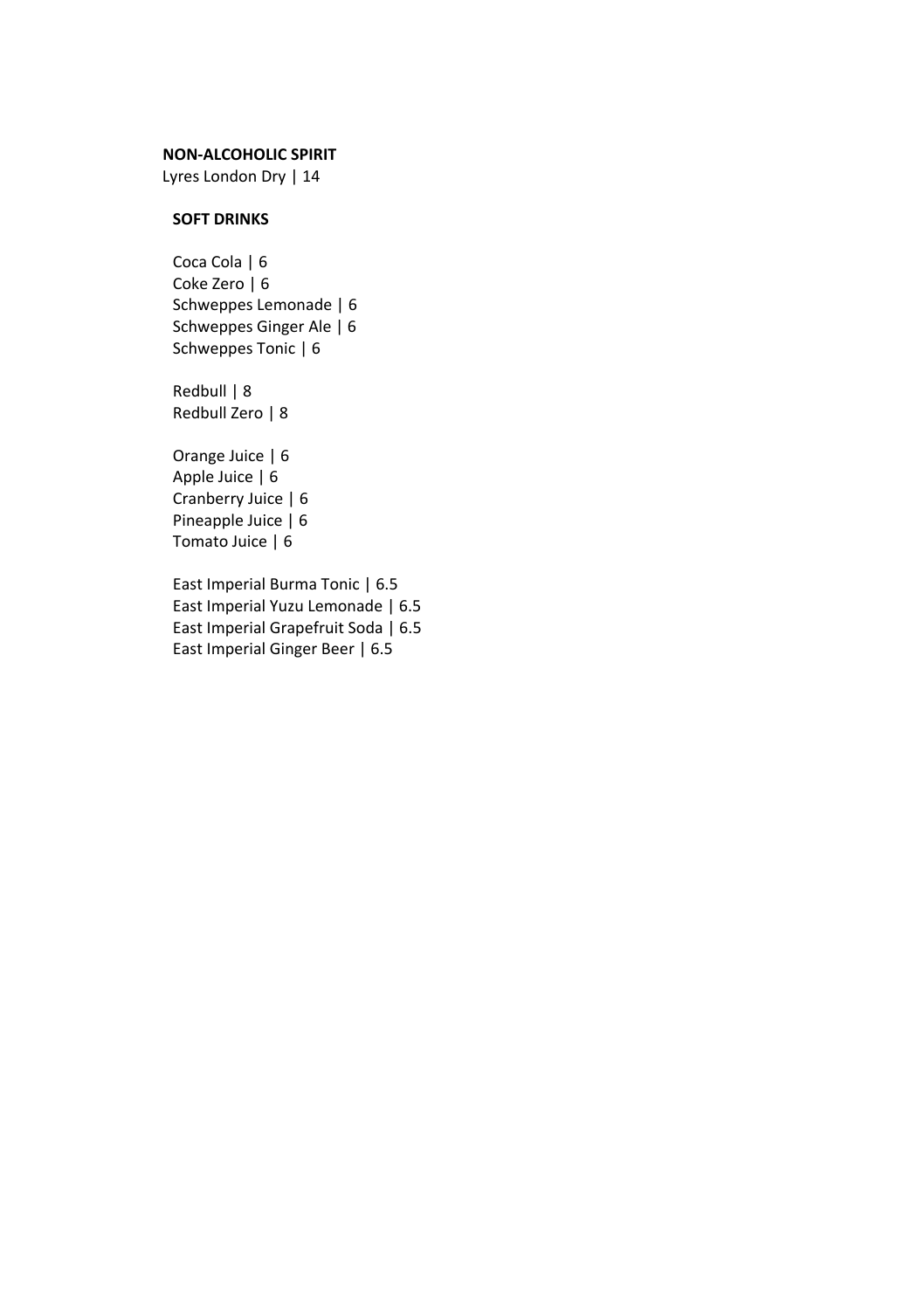**NON-ALCOHOLIC SPIRIT**

Lyres London Dry | 14

**SOFT DRINKS**

Coca Cola | 6
Coke Zero | 6
Schweppes Lemonade | 6
Schweppes Ginger Ale | 6
Schweppes Tonic | 6

Redbull | 8
Redbull Zero | 8

Orange Juice | 6
Apple Juice | 6
Cranberry Juice | 6
Pineapple Juice | 6
Tomato Juice | 6

East Imperial Burma Tonic | 6.5
East Imperial Yuzu Lemonade | 6.5
East Imperial Grapefruit Soda | 6.5
East Imperial Ginger Beer | 6.5